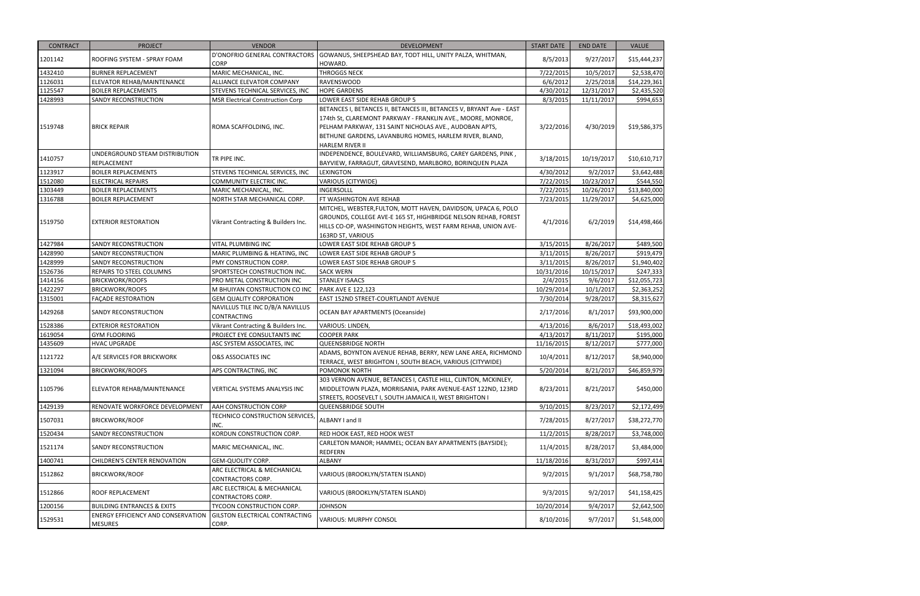| CONTRACT | PROJECT | VENDOR | DEVELOPMENT | START DATE | END DATE | VALUE |
| --- | --- | --- | --- | --- | --- | --- |
| 1201142 | ROOFING SYSTEM - SPRAY FOAM | D'ONOFRIO GENERAL CONTRACTORS CORP | GOWANUS, SHEEPSHEAD BAY, TODT HILL, UNITY PALZA, WHITMAN, HOWARD. | 8/5/2013 | 9/27/2017 | $15,444,237 |
| 1432410 | BURNER REPLACEMENT | MARIC MECHANICAL, INC. | THROGGS NECK | 7/22/2015 | 10/5/2017 | $2,538,470 |
| 1126031 | ELEVATOR REHAB/MAINTENANCE | ALLIANCE ELEVATOR COMPANY | RAVENSWOOD | 6/6/2012 | 2/25/2018 | $14,229,361 |
| 1125547 | BOILER REPLACEMENTS | STEVENS TECHNICAL SERVICES, INC | HOPE GARDENS | 4/30/2012 | 12/31/2017 | $2,435,520 |
| 1428993 | SANDY RECONSTRUCTION | MSR Electrical Construction Corp | LOWER EAST SIDE REHAB GROUP 5 | 8/3/2015 | 11/11/2017 | $994,653 |
| 1519748 | BRICK REPAIR | ROMA SCAFFOLDING, INC. | BETANCES I, BETANCES II, BETANCES III, BETANCES V, BRYANT Ave - EAST 174th St, CLAREMONT PARKWAY - FRANKLIN AVE., MOORE, MONROE, PELHAM PARKWAY, 131 SAINT NICHOLAS AVE., AUDOBAN APTS, BETHUNE GARDENS, LAVANBURG HOMES, HARLEM RIVER, BLAND, HARLEM RIVER II | 3/22/2016 | 4/30/2019 | $19,586,375 |
| 1410757 | UNDERGROUND STEAM DISTRIBUTION REPLACEMENT | TR PIPE INC. | INDEPENDENCE, BOULEVARD, WILLIAMSBURG, CAREY GARDENS, PINK , BAYVIEW, FARRAGUT, GRAVESEND, MARLBORO, BORINQUEN PLAZA | 3/18/2015 | 10/19/2017 | $10,610,717 |
| 1123917 | BOILER REPLACEMENTS | STEVENS TECHNICAL SERVICES, INC | LEXINGTON | 4/30/2012 | 9/2/2017 | $3,642,488 |
| 1512080 | ELECTRICAL REPAIRS | COMMUNITY ELECTRIC INC. | VARIOUS (CITYWIDE) | 7/22/2015 | 10/23/2017 | $544,550 |
| 1303449 | BOILER REPLACEMENTS | MARIC MECHANICAL, INC. | INGERSOLLL | 7/22/2015 | 10/26/2017 | $13,840,000 |
| 1316788 | BOILER REPLACEMENT | NORTH STAR MECHANICAL CORP. | FT WASHINGTON AVE REHAB | 7/23/2015 | 11/29/2017 | $4,625,000 |
| 1519750 | EXTERIOR RESTORATION | Vikrant Contracting & Builders Inc. | MITCHEL, WEBSTER,FULTON, MOTT HAVEN, DAVIDSON, UPACA 6, POLO GROUNDS, COLLEGE AVE-E 165 ST, HIGHBRIDGE NELSON REHAB, FOREST HILLS CO-OP, WASHINGTON HEIGHTS, WEST FARM REHAB, UNION AVE-163RD ST, VARIOUS | 4/1/2016 | 6/2/2019 | $14,498,466 |
| 1427984 | SANDY RECONSTRUCTION | VITAL PLUMBING INC | LOWER EAST SIDE REHAB GROUP 5 | 3/15/2015 | 8/26/2017 | $489,500 |
| 1428990 | SANDY RECONSTRUCTION | MARIC PLUMBING & HEATING, INC | LOWER EAST SIDE REHAB GROUP 5 | 3/11/2015 | 8/26/2017 | $919,479 |
| 1428999 | SANDY RECONSTRUCTION | PMY CONSTRUCTION CORP. | LOWER EAST SIDE REHAB GROUP 5 | 3/11/2015 | 8/26/2017 | $1,940,402 |
| 1526736 | REPAIRS TO STEEL COLUMNS | SPORTSTECH CONSTRUCTION INC. | SACK WERN | 10/31/2016 | 10/15/2017 | $247,333 |
| 1414156 | BRICKWORK/ROOFS | PRO METAL CONSTRUCTION INC | STANLEY ISAACS | 2/4/2015 | 9/6/2017 | $12,055,723 |
| 1422297 | BRICKWORK/ROOFS | M BHUIYAN CONSTRUCTION CO INC | PARK AVE E 122,123 | 10/29/2014 | 10/1/2017 | $2,363,252 |
| 1315001 | FAÇADE RESTORATION | GEM QUALITY CORPORATION | EAST 152ND STREET-COURTLANDT AVENUE | 7/30/2014 | 9/28/2017 | $8,315,627 |
| 1429268 | SANDY RECONSTRUCTION | NAVILLUS TILE INC D/B/A NAVILLUS CONTRACTING | OCEAN BAY APARTMENTS (Oceanside) | 2/17/2016 | 8/1/2017 | $93,900,000 |
| 1528386 | EXTERIOR RESTORATION | Vikrant Contracting & Builders Inc. | VARIOUS: LINDEN, | 4/13/2016 | 8/6/2017 | $18,493,002 |
| 1619054 | GYM FLOORING | PROJECT EYE CONSULTANTS INC | COOPER PARK | 4/13/2017 | 8/11/2017 | $195,000 |
| 1435609 | HVAC UPGRADE | ASC SYSTEM ASSOCIATES, INC | QUEENSBRIDGE NORTH | 11/16/2015 | 8/12/2017 | $777,000 |
| 1121722 | A/E SERVICES FOR BRICKWORK | O&S ASSOCIATES INC | ADAMS, BOYNTON AVENUE REHAB, BERRY, NEW LANE AREA, RICHMOND TERRACE, WEST BRIGHTON I, SOUTH BEACH, VARIOUS (CITYWIDE) | 10/4/2011 | 8/12/2017 | $8,940,000 |
| 1321094 | BRICKWORK/ROOFS | APS CONTRACTING, INC | POMONOK NORTH | 5/20/2014 | 8/21/2017 | $46,859,979 |
| 1105796 | ELEVATOR REHAB/MAINTENANCE | VERTICAL SYSTEMS ANALYSIS INC | 303 VERNON AVENUE, BETANCES I, CASTLE HILL, CLINTON, MCKINLEY, MIDDLETOWN PLAZA, MORRISANIA, PARK AVENUE-EAST 122ND, 123RD STREETS, ROOSEVELT I, SOUTH JAMAICA II, WEST BRIGHTON I | 8/23/2011 | 8/21/2017 | $450,000 |
| 1429139 | RENOVATE WORKFORCE DEVELOPMENT | AAH CONSTRUCTION CORP | QUEENSBRIDGE SOUTH | 9/10/2015 | 8/23/2017 | $2,172,499 |
| 1507031 | BRICKWORK/ROOF | TECHNICO CONSTRUCTION SERVICES, INC. | ALBANY I and II | 7/28/2015 | 8/27/2017 | $38,272,770 |
| 1520434 | SANDY RECONSTRUCTION | KORDUN CONSTRUCTION CORP. | RED HOOK EAST, RED HOOK WEST | 11/2/2015 | 8/28/2017 | $3,748,000 |
| 1521174 | SANDY RECONSTRUCTION | MARIC MECHANICAL, INC. | CARLETON MANOR; HAMMEL; OCEAN BAY APARTMENTS (BAYSIDE); REDFERN | 11/4/2015 | 8/28/2017 | $3,484,000 |
| 1400741 | CHILDREN'S CENTER RENOVATION | GEM-QUOLITY CORP. | ALBANY | 11/18/2016 | 8/31/2017 | $997,414 |
| 1512862 | BRICKWORK/ROOF | ARC ELECTRICAL & MECHANICAL CONTRACTORS CORP. | VARIOUS (BROOKLYN/STATEN ISLAND) | 9/2/2015 | 9/1/2017 | $68,758,780 |
| 1512866 | ROOF REPLACEMENT | ARC ELECTRICAL & MECHANICAL CONTRACTORS CORP. | VARIOUS (BROOKLYN/STATEN ISLAND) | 9/3/2015 | 9/2/2017 | $41,158,425 |
| 1200156 | BUILDING ENTRANCES & EXITS | TYCOON CONSTRUCTION CORP. | JOHNSON | 10/20/2014 | 9/4/2017 | $2,642,500 |
| 1529531 | ENERGY EFFICIENCY AND CONSERVATION MESURES | GILSTON ELECTRICAL CONTRACTING CORP. | VARIOUS: MURPHY CONSOL | 8/10/2016 | 9/7/2017 | $1,548,000 |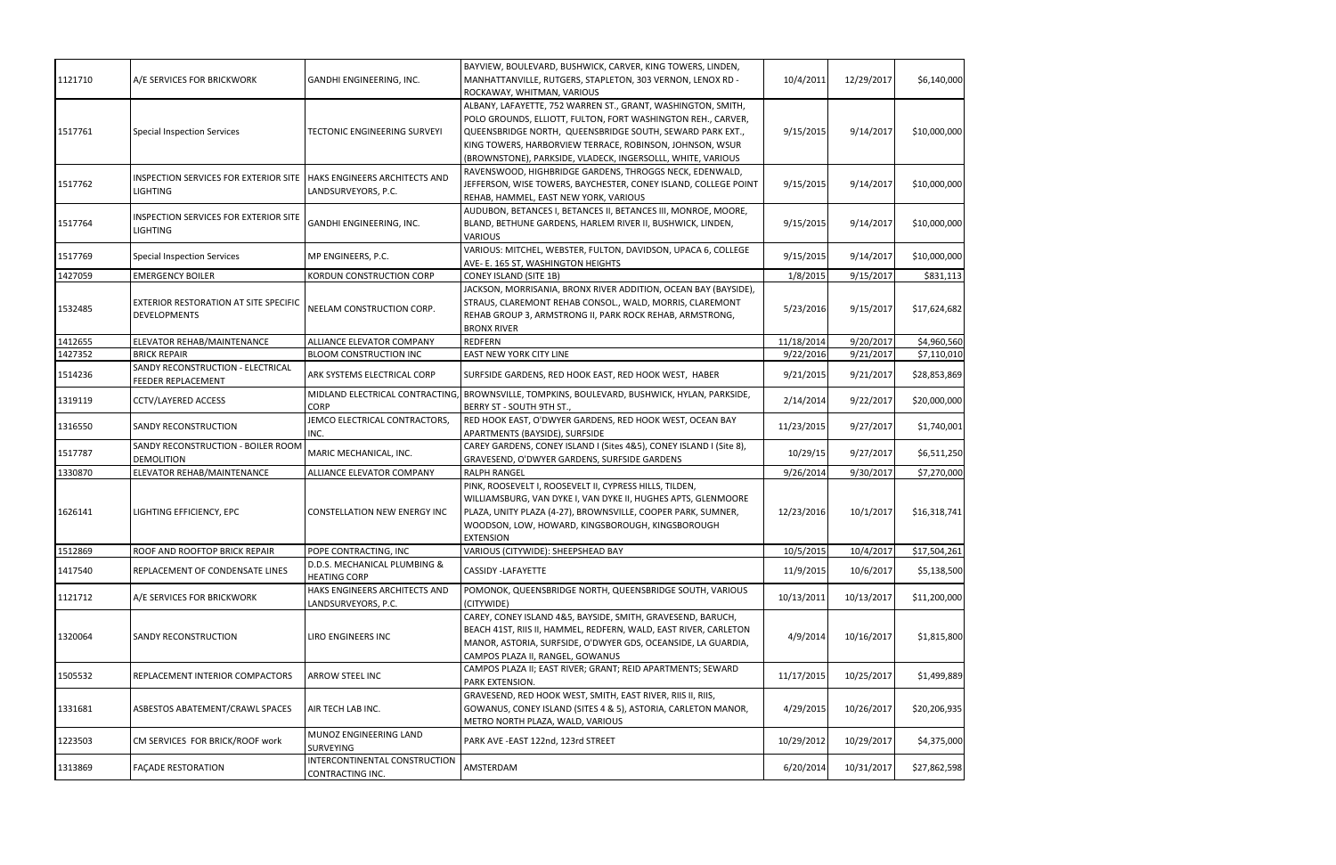| | | | | | | |
|---|---|---|---|---|---|---|
| 1121710 | A/E SERVICES FOR BRICKWORK | GANDHI ENGINEERING, INC. | BAYVIEW, BOULEVARD, BUSHWICK, CARVER, KING TOWERS, LINDEN, MANHATTANVILLE, RUTGERS, STAPLETON, 303 VERNON, LENOX RD - ROCKAWAY, WHITMAN, VARIOUS | 10/4/2011 | 12/29/2017 | $6,140,000 |
| 1517761 | Special Inspection Services | TECTONIC ENGINEERING SURVEYI | ALBANY, LAFAYETTE, 752 WARREN ST., GRANT, WASHINGTON, SMITH, POLO GROUNDS, ELLIOTT, FULTON, FORT WASHINGTON REH., CARVER, QUEENSBRIDGE NORTH, QUEENSBRIDGE SOUTH, SEWARD PARK EXT., KING TOWERS, HARBORVIEW TERRACE, ROBINSON, JOHNSON, WSUR (BROWNSTONE), PARKSIDE, VLADECK, INGERSOLLL, WHITE, VARIOUS | 9/15/2015 | 9/14/2017 | $10,000,000 |
| 1517762 | INSPECTION SERVICES FOR EXTERIOR SITE LIGHTING | HAKS ENGINEERS ARCHITECTS AND LANDSURVEYORS, P.C. | RAVENSWOOD, HIGHBRIDGE GARDENS, THROGGS NECK, EDENWALD, JEFFERSON, WISE TOWERS, BAYCHESTER, CONEY ISLAND, COLLEGE POINT REHAB, HAMMEL, EAST NEW YORK, VARIOUS | 9/15/2015 | 9/14/2017 | $10,000,000 |
| 1517764 | INSPECTION SERVICES FOR EXTERIOR SITE LIGHTING | GANDHI ENGINEERING, INC. | AUDUBON, BETANCES I, BETANCES II, BETANCES III, MONROE, MOORE, BLAND, BETHUNE GARDENS, HARLEM RIVER II, BUSHWICK, LINDEN, VARIOUS | 9/15/2015 | 9/14/2017 | $10,000,000 |
| 1517769 | Special Inspection Services | MP ENGINEERS, P.C. | VARIOUS: MITCHEL, WEBSTER, FULTON, DAVIDSON, UPACA 6, COLLEGE AVE- E. 165 ST, WASHINGTON HEIGHTS | 9/15/2015 | 9/14/2017 | $10,000,000 |
| 1427059 | EMERGENCY BOILER | KORDUN CONSTRUCTION CORP | CONEY ISLAND (SITE 1B) | 1/8/2015 | 9/15/2017 | $831,113 |
| 1532485 | EXTERIOR RESTORATION AT SITE SPECIFIC DEVELOPMENTS | NEELAM CONSTRUCTION CORP. | JACKSON, MORRISANIA, BRONX RIVER ADDITION, OCEAN BAY (BAYSIDE), STRAUS, CLAREMONT REHAB CONSOL., WALD, MORRIS, CLAREMONT REHAB GROUP 3, ARMSTRONG II, PARK ROCK REHAB, ARMSTRONG, BRONX RIVER | 5/23/2016 | 9/15/2017 | $17,624,682 |
| 1412655 | ELEVATOR REHAB/MAINTENANCE | ALLIANCE ELEVATOR COMPANY | REDFERN | 11/18/2014 | 9/20/2017 | $4,960,560 |
| 1427352 | BRICK REPAIR | BLOOM CONSTRUCTION INC | EAST NEW YORK CITY LINE | 9/22/2016 | 9/21/2017 | $7,110,010 |
| 1514236 | SANDY RECONSTRUCTION - ELECTRICAL FEEDER REPLACEMENT | ARK SYSTEMS ELECTRICAL CORP | SURFSIDE GARDENS, RED HOOK EAST, RED HOOK WEST, HABER | 9/21/2015 | 9/21/2017 | $28,853,869 |
| 1319119 | CCTV/LAYERED ACCESS | MIDLAND ELECTRICAL CONTRACTING, CORP | BROWNSVILLE, TOMPKINS, BOULEVARD, BUSHWICK, HYLAN, PARKSIDE, BERRY ST - SOUTH 9TH ST., | 2/14/2014 | 9/22/2017 | $20,000,000 |
| 1316550 | SANDY RECONSTRUCTION | JEMCO ELECTRICAL CONTRACTORS, INC. | RED HOOK EAST, O'DWYER GARDENS, RED HOOK WEST, OCEAN BAY APARTMENTS (BAYSIDE), SURFSIDE | 11/23/2015 | 9/27/2017 | $1,740,001 |
| 1517787 | SANDY RECONSTRUCTION - BOILER ROOM DEMOLITION | MARIC MECHANICAL, INC. | CAREY GARDENS, CONEY ISLAND I (Sites 4&5), CONEY ISLAND I (Site 8), GRAVESEND, O'DWYER GARDENS, SURFSIDE GARDENS | 10/29/15 | 9/27/2017 | $6,511,250 |
| 1330870 | ELEVATOR REHAB/MAINTENANCE | ALLIANCE ELEVATOR COMPANY | RALPH RANGEL | 9/26/2014 | 9/30/2017 | $7,270,000 |
| 1626141 | LIGHTING EFFICIENCY, EPC | CONSTELLATION NEW ENERGY INC | PINK, ROOSEVELT I, ROOSEVELT II, CYPRESS HILLS, TILDEN, WILLIAMSBURG, VAN DYKE I, VAN DYKE II, HUGHES APTS, GLENMOORE PLAZA, UNITY PLAZA (4-27), BROWNSVILLE, COOPER PARK, SUMNER, WOODSON, LOW, HOWARD, KINGSBOROUGH, KINGSBOROUGH EXTENSION | 12/23/2016 | 10/1/2017 | $16,318,741 |
| 1512869 | ROOF AND ROOFTOP BRICK REPAIR | POPE CONTRACTING, INC | VARIOUS (CITYWIDE): SHEEPSHEAD BAY | 10/5/2015 | 10/4/2017 | $17,504,261 |
| 1417540 | REPLACEMENT OF CONDENSATE LINES | D.D.S. MECHANICAL PLUMBING & HEATING CORP | CASSIDY -LAFAYETTE | 11/9/2015 | 10/6/2017 | $5,138,500 |
| 1121712 | A/E SERVICES FOR BRICKWORK | HAKS ENGINEERS ARCHITECTS AND LANDSURVEYORS, P.C. | POMONOK, QUEENSBRIDGE NORTH, QUEENSBRIDGE SOUTH, VARIOUS (CITYWIDE) | 10/13/2011 | 10/13/2017 | $11,200,000 |
| 1320064 | SANDY RECONSTRUCTION | LIRO ENGINEERS INC | CAREY, CONEY ISLAND 4&5, BAYSIDE, SMITH, GRAVESEND, BARUCH, BEACH 41ST, RIIS II, HAMMEL, REDFERN, WALD, EAST RIVER, CARLETON MANOR, ASTORIA, SURFSIDE, O'DWYER GDS, OCEANSIDE, LA GUARDIA, CAMPOS PLAZA II, RANGEL, GOWANUS | 4/9/2014 | 10/16/2017 | $1,815,800 |
| 1505532 | REPLACEMENT INTERIOR COMPACTORS | ARROW STEEL INC | CAMPOS PLAZA II; EAST RIVER; GRANT; REID APARTMENTS; SEWARD PARK EXTENSION. | 11/17/2015 | 10/25/2017 | $1,499,889 |
| 1331681 | ASBESTOS ABATEMENT/CRAWL SPACES | AIR TECH LAB INC. | GRAVESEND, RED HOOK WEST, SMITH, EAST RIVER, RIIS II, RIIS, GOWANUS, CONEY ISLAND (SITES 4 & 5), ASTORIA, CARLETON MANOR, METRO NORTH PLAZA, WALD, VARIOUS | 4/29/2015 | 10/26/2017 | $20,206,935 |
| 1223503 | CM SERVICES FOR BRICK/ROOF work | MUNOZ ENGINEERING LAND SURVEYING | PARK AVE -EAST 122nd, 123rd STREET | 10/29/2012 | 10/29/2017 | $4,375,000 |
| 1313869 | FAÇADE RESTORATION | INTERCONTINENTAL CONSTRUCTION CONTRACTING INC. | AMSTERDAM | 6/20/2014 | 10/31/2017 | $27,862,598 |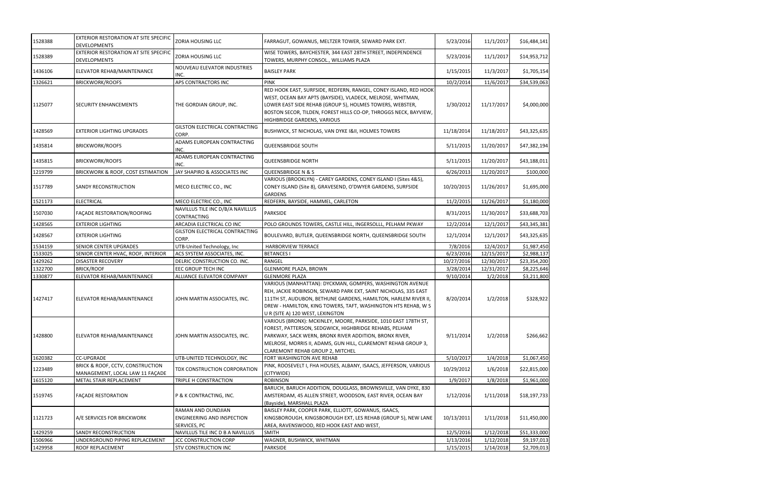| | | | | | | |
|---|---|---|---|---|---|---|
| 1528388 | EXTERIOR RESTORATION AT SITE SPECIFIC DEVELOPMENTS | ZORIA HOUSING LLC | FARRAGUT, GOWANUS, MELTZER TOWER, SEWARD PARK EXT. | 5/23/2016 | 11/1/2017 | $16,484,141 |
| 1528389 | EXTERIOR RESTORATION AT SITE SPECIFIC DEVELOPMENTS | ZORIA HOUSING LLC | WISE TOWERS, BAYCHESTER, 344 EAST 28TH STREET, INDEPENDENCE TOWERS, MURPHY CONSOL., WILLIAMS PLAZA | 5/23/2016 | 11/1/2017 | $14,953,712 |
| 1436106 | ELEVATOR REHAB/MAINTENANCE | NOUVEAU ELEVATOR INDUSTRIES INC. | BAISLEY PARK | 1/15/2015 | 11/3/2017 | $1,705,154 |
| 1326621 | BRICKWORK/ROOFS | APS CONTRACTORS INC | PINK | 10/2/2014 | 11/6/2017 | $34,539,063 |
| 1125077 | SECURITY ENHANCEMENTS | THE GORDIAN GROUP, INC. | RED HOOK EAST, SURFSIDE, REDFERN, RANGEL, CONEY ISLAND, RED HOOK WEST, OCEAN BAY APTS (BAYSIDE), VLADECK, MELROSE, WHITMAN, LOWER EAST SIDE REHAB (GROUP 5), HOLMES TOWERS, WEBSTER, BOSTON SECOR, TILDEN, FOREST HILLS CO-OP, THROGGS NECK, BAYVIEW, HIGHBRIDGE GARDENS, VARIOUS | 1/30/2012 | 11/17/2017 | $4,000,000 |
| 1428569 | EXTERIOR LIGHTING UPGRADES | GILSTON ELECTRICAL CONTRACTING CORP. | BUSHWICK, ST NICHOLAS, VAN DYKE I&II, HOLMES TOWERS | 11/18/2014 | 11/18/2017 | $43,325,635 |
| 1435814 | BRICKWORK/ROOFS | ADAMS EUROPEAN CONTRACTING INC. | QUEENSBRIDGE SOUTH | 5/11/2015 | 11/20/2017 | $47,382,194 |
| 1435815 | BRICKWORK/ROOFS | ADAMS EUROPEAN CONTRACTING INC. | QUEENSBRIDGE NORTH | 5/11/2015 | 11/20/2017 | $43,188,011 |
| 1219799 | BRICKWORK & ROOF, COST ESTIMATION | JAY SHAPIRO & ASSOCIATES INC | QUEENSBRIDGE N & S | 6/26/2013 | 11/20/2017 | $100,000 |
| 1517789 | SANDY RECONSTRUCTION | MECO ELECTRIC CO., INC | VARIOUS (BROOKLYN) - CAREY GARDENS, CONEY ISLAND I (Sites 4&5), CONEY ISLAND (Site 8), GRAVESEND, O'DWYER GARDENS, SURFSIDE GARDENS | 10/20/2015 | 11/26/2017 | $1,695,000 |
| 1521173 | ELECTRICAL | MECO ELECTRIC CO., INC | REDFERN, BAYSIDE, HAMMEL, CARLETON | 11/2/2015 | 11/26/2017 | $1,180,000 |
| 1507030 | FAÇADE RESTORATION/ROOFING | NAVILLUS TILE INC D/B/A NAVILLUS CONTRACTING | PARKSIDE | 8/31/2015 | 11/30/2017 | $33,688,703 |
| 1428565 | EXTERIOR LIGHTING | ARCADIA ELECTRICAL CO INC | POLO GROUNDS TOWERS, CASTLE HILL, INGERSOLLL, PELHAM PKWAY | 12/2/2014 | 12/1/2017 | $43,345,381 |
| 1428567 | EXTERIOR LIGHTING | GILSTON ELECTRICAL CONTRACTING CORP. | BOULEVARD, BUTLER, QUEENSBRIDGE NORTH, QUEENSBRIDGE SOUTH | 12/1/2014 | 12/1/2017 | $43,325,635 |
| 1534159 | SENIOR CENTER UPGRADES | UTB-United Technology, Inc | HARBORVIEW TERRACE | 7/8/2016 | 12/4/2017 | $1,987,450 |
| 1533025 | SENIOR CENTER HVAC, ROOF, INTERIOR | ACS SYSTEM ASSOCIATES, INC. | BETANCES I | 6/23/2016 | 12/15/2017 | $2,988,137 |
| 1429262 | DISASTER RECOVERY | DELRIC CONSTRUCTION CO. INC. | RANGEL | 10/27/2016 | 12/30/2017 | $23,354,200 |
| 1322700 | BRICK/ROOF | EEC GROUP TECH INC | GLENMORE PLAZA, BROWN | 3/28/2014 | 12/31/2017 | $8,225,646 |
| 1330877 | ELEVATOR REHAB/MAINTENANCE | ALLIANCE ELEVATOR COMPANY | GLENMORE PLAZA | 9/10/2014 | 1/2/2018 | $3,211,800 |
| 1427417 | ELEVATOR REHAB/MAINTENANCE | JOHN MARTIN ASSOCIATES, INC. | VARIOUS (MANHATTAN): DYCKMAN, GOMPERS, WASHINGTON AVENUE REH, JACKIE ROBINSON, SEWARD PARK EXT, SAINT NICHOLAS, 335 EAST 111TH ST, AUDUBON, BETHUNE GARDENS, HAMILTON, HARLEM RIVER II, DREW - HAMILTON, KING TOWERS, TAFT, WASHINGTON HTS REHAB, W S U R (SITE A) 120 WEST, LEXINGTON | 8/20/2014 | 1/2/2018 | $328,922 |
| 1428800 | ELEVATOR REHAB/MAINTENANCE | JOHN MARTIN ASSOCIATES, INC. | VARIOUS (BRONX): MCKINLEY, MOORE, PARKSIDE, 1010 EAST 178TH ST, FOREST, PATTERSON, SEDGWICK, HIGHBRIDGE REHABS, PELHAM PARKWAY, SACK WERN, BRONX RIVER ADDITION, BRONX RIVER, MELROSE, MORRIS II, ADAMS, GUN HILL, CLAREMONT REHAB GROUP 3, CLAREMONT REHAB GROUP 2, MITCHEL | 9/11/2014 | 1/2/2018 | $266,662 |
| 1620382 | CC-UPGRADE | UTB-UNITED TECHNOLOGY, INC | FORT WASHINGTON AVE REHAB | 5/10/2017 | 1/4/2018 | $1,067,450 |
| 1223489 | BRICK & ROOF, CCTV, CONSTRUCTION MANAGEMENT, LOCAL LAW 11 FAÇADE | TDX CONSTRUCTION CORPORATION | PINK, ROOSEVELT I, FHA HOUSES, ALBANY, ISAACS, JEFFERSON, VARIOUS (CITYWIDE) | 10/29/2012 | 1/6/2018 | $22,815,000 |
| 1615120 | METAL STAIR REPLACEMENT | TRIPLE H CONSTRACTION | ROBINSON | 1/9/2017 | 1/8/2018 | $1,961,000 |
| 1519745 | FAÇADE RESTORATION | P & K CONTRACTING, INC. | BARUCH, BARUCH ADDITION, DOUGLASS, BROWNSVILLE, VAN DYKE, 830 AMSTERDAM, 45 ALLEN STREET, WOODSON, EAST RIVER, OCEAN BAY (Bayside), MARSHALL PLAZA | 1/12/2016 | 1/11/2018 | $18,197,733 |
| 1121723 | A/E SERVICES FOR BRICKWORK | RAMAN AND OUNDJIAN ENGINEERING AND INSPECTION SERVICES, PC | BAISLEY PARK, COOPER PARK, ELLIOTT, GOWANUS, ISAACS, KINGSBOROUGH, KINGSBOROUGH EXT, LES REHAB (GROUP 5), NEW LANE AREA, RAVENSWOOD, RED HOOK EAST AND WEST, | 10/13/2011 | 1/11/2018 | $11,450,000 |
| 1429259 | SANDY RECONSTRUCTION | NAVILLUS TILE INC D B A NAVILLUS | SMITH | 12/5/2016 | 1/12/2018 | $51,333,000 |
| 1506966 | UNDERGROUND PIPING REPLACEMENT | JCC CONSTRUCTION CORP | WAGNER, BUSHWICK, WHITMAN | 1/13/2016 | 1/12/2018 | $9,197,013 |
| 1429958 | ROOF REPLACEMENT | STV CONSTRUCTION INC | PARKSIDE | 1/15/2015 | 1/14/2018 | $2,709,013 |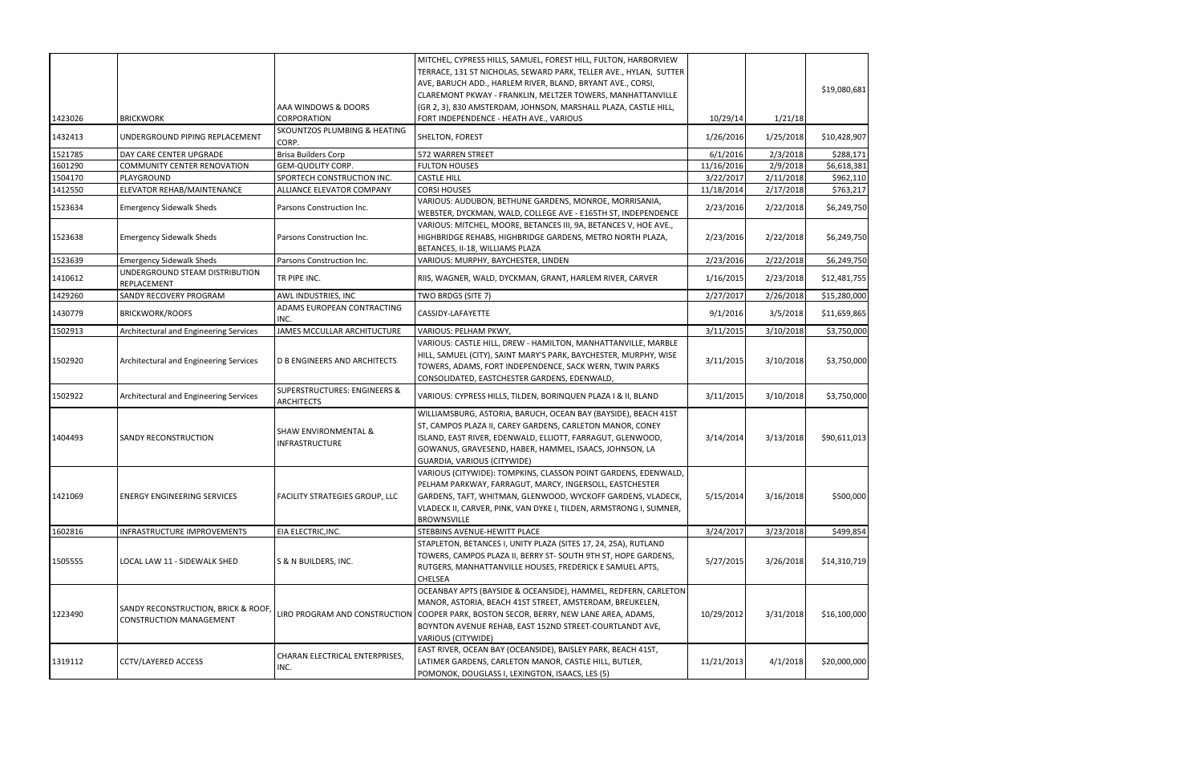| | | | | | | |
|---|---|---|---|---|---|---|
| 1423026 | BRICKWORK | AAA WINDOWS & DOORS CORPORATION | MITCHEL, CYPRESS HILLS, SAMUEL, FOREST HILL, FULTON, HARBORVIEW TERRACE, 131 ST NICHOLAS, SEWARD PARK, TELLER AVE., HYLAN, SUTTER AVE, BARUCH ADD., HARLEM RIVER, BLAND, BRYANT AVE., CORSI, CLAREMONT PKWAY - FRANKLIN, MELTZER TOWERS, MANHATTANVILLE (GR 2, 3), 830 AMSTERDAM, JOHNSON, MARSHALL PLAZA, CASTLE HILL, FORT INDEPENDENCE - HEATH AVE., VARIOUS | 10/29/14 | 1/21/18 | $19,080,681 |
| 1432413 | UNDERGROUND PIPING REPLACEMENT | SKOUNTZOS PLUMBING & HEATING CORP. | SHELTON, FOREST | 1/26/2016 | 1/25/2018 | $10,428,907 |
| 1521785 | DAY CARE CENTER UPGRADE | Brisa Builders Corp | 572 WARREN STREET | 6/1/2016 | 2/3/2018 | $288,171 |
| 1601290 | COMMUNITY CENTER RENOVATION | GEM-QUOLITY CORP. | FULTON HOUSES | 11/16/2016 | 2/9/2018 | $6,618,381 |
| 1504170 | PLAYGROUND | SPORTECH CONSTRUCTION INC. | CASTLE HILL | 3/22/2017 | 2/11/2018 | $962,110 |
| 1412550 | ELEVATOR REHAB/MAINTENANCE | ALLIANCE ELEVATOR COMPANY | CORSI HOUSES | 11/18/2014 | 2/17/2018 | $763,217 |
| 1523634 | Emergency Sidewalk Sheds | Parsons Construction Inc. | VARIOUS: AUDUBON, BETHUNE GARDENS, MONROE, MORRISANIA, WEBSTER, DYCKMAN, WALD, COLLEGE AVE - E165TH ST, INDEPENDENCE | 2/23/2016 | 2/22/2018 | $6,249,750 |
| 1523638 | Emergency Sidewalk Sheds | Parsons Construction Inc. | VARIOUS: MITCHEL, MOORE, BETANCES III, 9A, BETANCES V, HOE AVE., HIGHBRIDGE REHABS, HIGHBRIDGE GARDENS, METRO NORTH PLAZA, BETANCES, II-18, WILLIAMS PLAZA | 2/23/2016 | 2/22/2018 | $6,249,750 |
| 1523639 | Emergency Sidewalk Sheds | Parsons Construction Inc. | VARIOUS: MURPHY, BAYCHESTER, LINDEN | 2/23/2016 | 2/22/2018 | $6,249,750 |
| 1410612 | UNDERGROUND STEAM DISTRIBUTION REPLACEMENT | TR PIPE INC. | RIIS, WAGNER, WALD, DYCKMAN, GRANT, HARLEM RIVER, CARVER | 1/16/2015 | 2/23/2018 | $12,481,755 |
| 1429260 | SANDY RECOVERY PROGRAM | AWL INDUSTRIES, INC | TWO BRDGS (SITE 7) | 2/27/2017 | 2/26/2018 | $15,280,000 |
| 1430779 | BRICKWORK/ROOFS | ADAMS EUROPEAN CONTRACTING INC. | CASSIDY-LAFAYETTE | 9/1/2016 | 3/5/2018 | $11,659,865 |
| 1502913 | Architectural and Engineering Services | JAMES MCCULLAR ARCHITECTURE | VARIOUS: PELHAM PKWY, | 3/11/2015 | 3/10/2018 | $3,750,000 |
| 1502920 | Architectural and Engineering Services | D B ENGINEERS AND ARCHITECTS | VARIOUS: CASTLE HILL, DREW - HAMILTON, MANHATTANVILLE, MARBLE HILL, SAMUEL (CITY), SAINT MARY'S PARK, BAYCHESTER, MURPHY, WISE TOWERS, ADAMS, FORT INDEPENDENCE, SACK WERN, TWIN PARKS CONSOLIDATED, EASTCHESTER GARDENS, EDENWALD, | 3/11/2015 | 3/10/2018 | $3,750,000 |
| 1502922 | Architectural and Engineering Services | SUPERSTRUCTURES: ENGINEERS & ARCHITECTS | VARIOUS: CYPRESS HILLS, TILDEN, BORINQUEN PLAZA I & II, BLAND | 3/11/2015 | 3/10/2018 | $3,750,000 |
| 1404493 | SANDY RECONSTRUCTION | SHAW ENVIRONMENTAL & INFRASTRUCTURE | WILLIAMSBURG, ASTORIA, BARUCH, OCEAN BAY (BAYSIDE), BEACH 41ST ST, CAMPOS PLAZA II, CAREY GARDENS, CARLETON MANOR, CONEY ISLAND, EAST RIVER, EDENWALD, ELLIOTT, FARRAGUT, GLENWOOD, GOWANUS, GRAVESEND, HABER, HAMMEL, ISAACS, JOHNSON, LA GUARDIA, VARIOUS (CITYWIDE) | 3/14/2014 | 3/13/2018 | $90,611,013 |
| 1421069 | ENERGY ENGINEERING SERVICES | FACILITY STRATEGIES GROUP, LLC | VARIOUS (CITYWIDE): TOMPKINS, CLASSON POINT GARDENS, EDENWALD, PELHAM PARKWAY, FARRAGUT, MARCY, INGERSOLL, EASTCHESTER GARDENS, TAFT, WHITMAN, GLENWOOD, WYCKOFF GARDENS, VLADECK, VLADECK II, CARVER, PINK, VAN DYKE I, TILDEN, ARMSTRONG I, SUMNER, BROWNSVILLE | 5/15/2014 | 3/16/2018 | $500,000 |
| 1602816 | INFRASTRUCTURE IMPROVEMENTS | EIA ELECTRIC,INC. | STEBBINS AVENUE-HEWITT PLACE | 3/24/2017 | 3/23/2018 | $499,854 |
| 1505555 | LOCAL LAW 11 - SIDEWALK SHED | S & N BUILDERS, INC. | STAPLETON, BETANCES I, UNITY PLAZA (SITES 17, 24, 25A), RUTLAND TOWERS, CAMPOS PLAZA II, BERRY ST- SOUTH 9TH ST, HOPE GARDENS, RUTGERS, MANHATTANVILLE HOUSES, FREDERICK E SAMUEL APTS, CHELSEA | 5/27/2015 | 3/26/2018 | $14,310,719 |
| 1223490 | SANDY RECONSTRUCTION, BRICK & ROOF, CONSTRUCTION MANAGEMENT | LIRO PROGRAM AND CONSTRUCTION | OCEANBAY APTS (BAYSIDE & OCEANSIDE), HAMMEL, REDFERN, CARLETON MANOR, ASTORIA, BEACH 41ST STREET, AMSTERDAM, BREUKELEN, COOPER PARK, BOSTON SECOR, BERRY, NEW LANE AREA, ADAMS, BOYNTON AVENUE REHAB, EAST 152ND STREET-COURTLANDT AVE, VARIOUS (CITYWIDE) | 10/29/2012 | 3/31/2018 | $16,100,000 |
| 1319112 | CCTV/LAYERED ACCESS | CHARAN ELECTRICAL ENTERPRISES, INC. | EAST RIVER, OCEAN BAY (OCEANSIDE), BAISLEY PARK, BEACH 41ST, LATIMER GARDENS, CARLETON MANOR, CASTLE HILL, BUTLER, POMONOK, DOUGLASS I, LEXINGTON, ISAACS, LES (5) | 11/21/2013 | 4/1/2018 | $20,000,000 |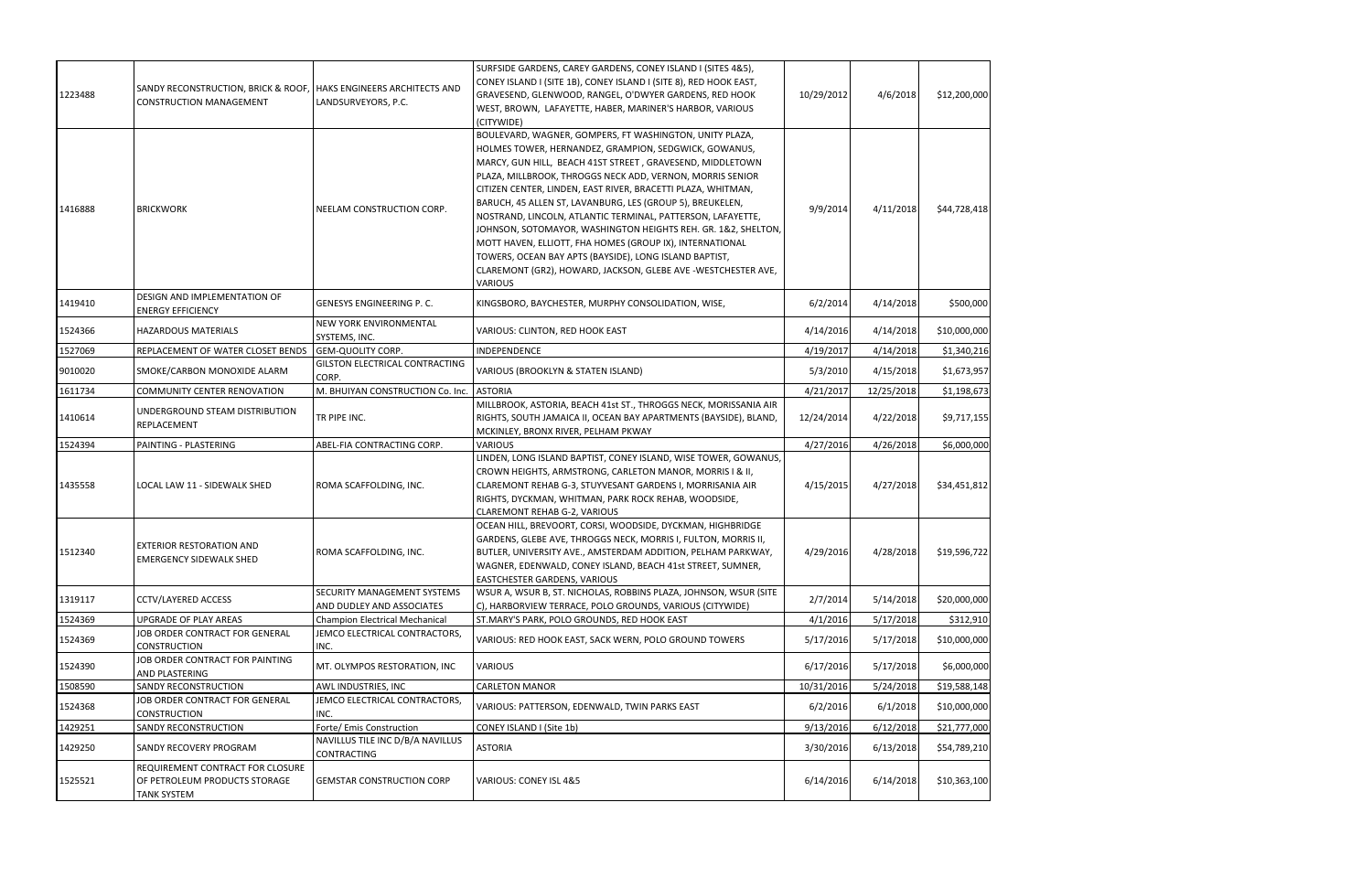| | | | | | | |
|---|---|---|---|---|---|---|
| 1223488 | SANDY RECONSTRUCTION, BRICK & ROOF, CONSTRUCTION MANAGEMENT | HAKS ENGINEERS ARCHITECTS AND LANDSURVEYORS, P.C. | SURFSIDE GARDENS, CAREY GARDENS, CONEY ISLAND I (SITES 4&5), CONEY ISLAND I (SITE 1B), CONEY ISLAND I (SITE 8), RED HOOK EAST, GRAVESEND, GLENWOOD, RANGEL, O'DWYER GARDENS, RED HOOK WEST, BROWN, LAFAYETTE, HABER, MARINER'S HARBOR, VARIOUS (CITYWIDE) | 10/29/2012 | 4/6/2018 | $12,200,000 |
| 1416888 | BRICKWORK | NEELAM CONSTRUCTION CORP. | BOULEVARD, WAGNER, GOMPERS, FT WASHINGTON, UNITY PLAZA, HOLMES TOWER, HERNANDEZ, GRAMPION, SEDGWICK, GOWANUS, MARCY, GUN HILL, BEACH 41ST STREET , GRAVESEND, MIDDLETOWN PLAZA, MILLBROOK, THROGGS NECK ADD, VERNON, MORRIS SENIOR CITIZEN CENTER, LINDEN, EAST RIVER, BRACETTI PLAZA, WHITMAN, BARUCH, 45 ALLEN ST, LAVANBURG, LES (GROUP 5), BREUKELEN, NOSTRAND, LINCOLN, ATLANTIC TERMINAL, PATTERSON, LAFAYETTE, JOHNSON, SOTOMAYOR, WASHINGTON HEIGHTS REH. GR. 1&2, SHELTON, MOTT HAVEN, ELLIOTT, FHA HOMES (GROUP IX), INTERNATIONAL TOWERS, OCEAN BAY APTS (BAYSIDE), LONG ISLAND BAPTIST, CLAREMONT (GR2), HOWARD, JACKSON, GLEBE AVE -WESTCHESTER AVE, VARIOUS | 9/9/2014 | 4/11/2018 | $44,728,418 |
| 1419410 | DESIGN AND IMPLEMENTATION OF ENERGY EFFICIENCY | GENESYS ENGINEERING P. C. | KINGSBORO, BAYCHESTER, MURPHY CONSOLIDATION, WISE, | 6/2/2014 | 4/14/2018 | $500,000 |
| 1524366 | HAZARDOUS MATERIALS | NEW YORK ENVIRONMENTAL SYSTEMS, INC. | VARIOUS: CLINTON, RED HOOK EAST | 4/14/2016 | 4/14/2018 | $10,000,000 |
| 1527069 | REPLACEMENT OF WATER CLOSET BENDS | GEM-QUOLITY CORP. | INDEPENDENCE | 4/19/2017 | 4/14/2018 | $1,340,216 |
| 9010020 | SMOKE/CARBON MONOXIDE ALARM | GILSTON ELECTRICAL CONTRACTING CORP. | VARIOUS (BROOKLYN & STATEN ISLAND) | 5/3/2010 | 4/15/2018 | $1,673,957 |
| 1611734 | COMMUNITY CENTER RENOVATION | M. BHUIYAN CONSTRUCTION Co. Inc. | ASTORIA | 4/21/2017 | 12/25/2018 | $1,198,673 |
| 1410614 | UNDERGROUND STEAM DISTRIBUTION REPLACEMENT | TR PIPE INC. | MILLBROOK, ASTORIA, BEACH 41st ST., THROGGS NECK, MORISSANIA AIR RIGHTS, SOUTH JAMAICA II, OCEAN BAY APARTMENTS (BAYSIDE), BLAND, MCKINLEY, BRONX RIVER, PELHAM PKWAY | 12/24/2014 | 4/22/2018 | $9,717,155 |
| 1524394 | PAINTING - PLASTERING | ABEL-FIA CONTRACTING CORP. | VARIOUS | 4/27/2016 | 4/26/2018 | $6,000,000 |
| 1435558 | LOCAL LAW 11 - SIDEWALK SHED | ROMA SCAFFOLDING, INC. | LINDEN, LONG ISLAND BAPTIST, CONEY ISLAND, WISE TOWER, GOWANUS, CROWN HEIGHTS, ARMSTRONG, CARLETON MANOR, MORRIS I & II, CLAREMONT REHAB G-3, STUYVESANT GARDENS I, MORRISANIA AIR RIGHTS, DYCKMAN, WHITMAN, PARK ROCK REHAB, WOODSIDE, CLAREMONT REHAB G-2, VARIOUS | 4/15/2015 | 4/27/2018 | $34,451,812 |
| 1512340 | EXTERIOR RESTORATION AND EMERGENCY SIDEWALK SHED | ROMA SCAFFOLDING, INC. | OCEAN HILL, BREVOORT, CORSI, WOODSIDE, DYCKMAN, HIGHBRIDGE GARDENS, GLEBE AVE, THROGGS NECK, MORRIS I, FULTON, MORRIS II, BUTLER, UNIVERSITY AVE., AMSTERDAM ADDITION, PELHAM PARKWAY, WAGNER, EDENWALD, CONEY ISLAND, BEACH 41st STREET, SUMNER, EASTCHESTER GARDENS, VARIOUS | 4/29/2016 | 4/28/2018 | $19,596,722 |
| 1319117 | CCTV/LAYERED ACCESS | SECURITY MANAGEMENT SYSTEMS AND DUDLEY AND ASSOCIATES | WSUR A, WSUR B, ST. NICHOLAS, ROBBINS PLAZA, JOHNSON, WSUR (SITE C), HARBORVIEW TERRACE, POLO GROUNDS, VARIOUS (CITYWIDE) | 2/7/2014 | 5/14/2018 | $20,000,000 |
| 1524369 | UPGRADE OF PLAY AREAS | Champion Electrical Mechanical | ST.MARY'S PARK, POLO GROUNDS, RED HOOK EAST | 4/1/2016 | 5/17/2018 | $312,910 |
| 1524369 | JOB ORDER CONTRACT FOR GENERAL CONSTRUCTION | JEMCO ELECTRICAL CONTRACTORS, INC. | VARIOUS: RED HOOK EAST, SACK WERN, POLO GROUND TOWERS | 5/17/2016 | 5/17/2018 | $10,000,000 |
| 1524390 | JOB ORDER CONTRACT FOR PAINTING AND PLASTERING | MT. OLYMPOS RESTORATION, INC | VARIOUS | 6/17/2016 | 5/17/2018 | $6,000,000 |
| 1508590 | SANDY RECONSTRUCTION | AWL INDUSTRIES, INC | CARLETON MANOR | 10/31/2016 | 5/24/2018 | $19,588,148 |
| 1524368 | JOB ORDER CONTRACT FOR GENERAL CONSTRUCTION | JEMCO ELECTRICAL CONTRACTORS, INC. | VARIOUS: PATTERSON, EDENWALD, TWIN PARKS EAST | 6/2/2016 | 6/1/2018 | $10,000,000 |
| 1429251 | SANDY RECONSTRUCTION | Forte/ Emis Construction | CONEY ISLAND I (Site 1b) | 9/13/2016 | 6/12/2018 | $21,777,000 |
| 1429250 | SANDY RECOVERY PROGRAM | NAVILLUS TILE INC D/B/A NAVILLUS CONTRACTING | ASTORIA | 3/30/2016 | 6/13/2018 | $54,789,210 |
| 1525521 | REQUIREMENT CONTRACT FOR CLOSURE OF PETROLEUM PRODUCTS STORAGE TANK SYSTEM | GEMSTAR CONSTRUCTION CORP | VARIOUS: CONEY ISL 4&5 | 6/14/2016 | 6/14/2018 | $10,363,100 |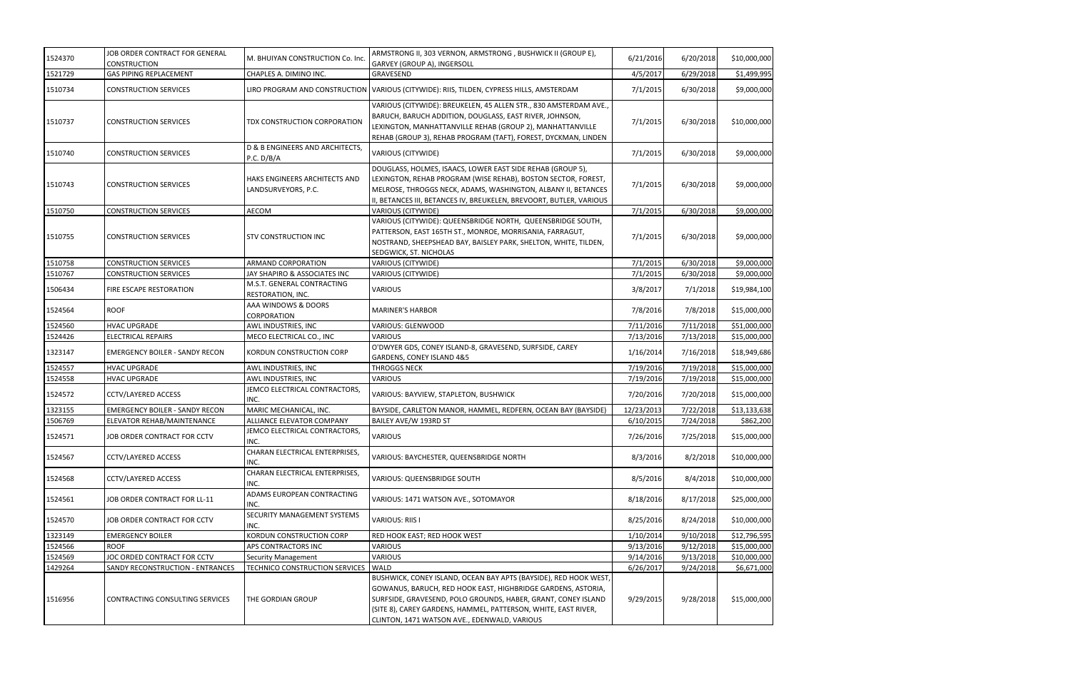| | | | | | | |
|---|---|---|---|---|---|---|
| 1524370 | JOB ORDER CONTRACT FOR GENERAL CONSTRUCTION | M. BHUIYAN CONSTRUCTION Co. Inc. | ARMSTRONG II, 303 VERNON, ARMSTRONG , BUSHWICK II (GROUP E), GARVEY (GROUP A), INGERSOLL | 6/21/2016 | 6/20/2018 | $10,000,000 |
| 1521729 | GAS PIPING REPLACEMENT | CHAPLES A. DIMINO INC. | GRAVESEND | 4/5/2017 | 6/29/2018 | $1,499,995 |
| 1510734 | CONSTRUCTION SERVICES | LIRO PROGRAM AND CONSTRUCTION | VARIOUS (CITYWIDE): RIIS, TILDEN, CYPRESS HILLS, AMSTERDAM | 7/1/2015 | 6/30/2018 | $9,000,000 |
| 1510737 | CONSTRUCTION SERVICES | TDX CONSTRUCTION CORPORATION | VARIOUS (CITYWIDE): BREUKELEN, 45 ALLEN STR., 830 AMSTERDAM AVE., BARUCH, BARUCH ADDITION, DOUGLASS, EAST RIVER, JOHNSON, LEXINGTON, MANHATTANVILLE REHAB (GROUP 2), MANHATTANVILLE REHAB (GROUP 3), REHAB PROGRAM (TAFT), FOREST, DYCKMAN, LINDEN | 7/1/2015 | 6/30/2018 | $10,000,000 |
| 1510740 | CONSTRUCTION SERVICES | D & B ENGINEERS AND ARCHITECTS, P.C. D/B/A | VARIOUS (CITYWIDE) | 7/1/2015 | 6/30/2018 | $9,000,000 |
| 1510743 | CONSTRUCTION SERVICES | HAKS ENGINEERS ARCHITECTS AND LANDSURVEYORS, P.C. | DOUGLASS, HOLMES, ISAACS, LOWER EAST SIDE REHAB (GROUP 5), LEXINGTON, REHAB PROGRAM (WISE REHAB), BOSTON SECTOR, FOREST, MELROSE, THROGGS NECK, ADAMS, WASHINGTON, ALBANY II, BETANCES II, BETANCES III, BETANCES IV, BREUKELEN, BREVOORT, BUTLER, VARIOUS | 7/1/2015 | 6/30/2018 | $9,000,000 |
| 1510750 | CONSTRUCTION SERVICES | AECOM | VARIOUS (CITYWIDE) | 7/1/2015 | 6/30/2018 | $9,000,000 |
| 1510755 | CONSTRUCTION SERVICES | STV CONSTRUCTION INC | VARIOUS (CITYWIDE): QUEENSBRIDGE NORTH, QUEENSBRIDGE SOUTH, PATTERSON, EAST 165TH ST., MONROE, MORRISANIA, FARRAGUT, NOSTRAND, SHEEPSHEAD BAY, BAISLEY PARK, SHELTON, WHITE, TILDEN, SEDGWICK, ST. NICHOLAS | 7/1/2015 | 6/30/2018 | $9,000,000 |
| 1510758 | CONSTRUCTION SERVICES | ARMAND CORPORATION | VARIOUS (CITYWIDE) | 7/1/2015 | 6/30/2018 | $9,000,000 |
| 1510767 | CONSTRUCTION SERVICES | JAY SHAPIRO & ASSOCIATES INC | VARIOUS (CITYWIDE) | 7/1/2015 | 6/30/2018 | $9,000,000 |
| 1506434 | FIRE ESCAPE RESTORATION | M.S.T. GENERAL CONTRACTING RESTORATION, INC. | VARIOUS | 3/8/2017 | 7/1/2018 | $19,984,100 |
| 1524564 | ROOF | AAA WINDOWS & DOORS CORPORATION | MARINER'S HARBOR | 7/8/2016 | 7/8/2018 | $15,000,000 |
| 1524560 | HVAC UPGRADE | AWL INDUSTRIES, INC | VARIOUS: GLENWOOD | 7/11/2016 | 7/11/2018 | $51,000,000 |
| 1524426 | ELECTRICAL REPAIRS | MECO ELECTRICAL CO., INC | VARIOUS | 7/13/2016 | 7/13/2018 | $15,000,000 |
| 1323147 | EMERGENCY BOILER - SANDY RECON | KORDUN CONSTRUCTION CORP | O'DWYER GDS, CONEY ISLAND-8, GRAVESEND, SURFSIDE, CAREY GARDENS, CONEY ISLAND 4&5 | 1/16/2014 | 7/16/2018 | $18,949,686 |
| 1524557 | HVAC UPGRADE | AWL INDUSTRIES, INC | THROGGS NECK | 7/19/2016 | 7/19/2018 | $15,000,000 |
| 1524558 | HVAC UPGRADE | AWL INDUSTRIES, INC | VARIOUS | 7/19/2016 | 7/19/2018 | $15,000,000 |
| 1524572 | CCTV/LAYERED ACCESS | JEMCO ELECTRICAL CONTRACTORS, INC. | VARIOUS: BAYVIEW, STAPLETON, BUSHWICK | 7/20/2016 | 7/20/2018 | $15,000,000 |
| 1323155 | EMERGENCY BOILER - SANDY RECON | MARIC MECHANICAL, INC. | BAYSIDE, CARLETON MANOR, HAMMEL, REDFERN, OCEAN BAY (BAYSIDE) | 12/23/2013 | 7/22/2018 | $13,133,638 |
| 1506769 | ELEVATOR REHAB/MAINTENANCE | ALLIANCE ELEVATOR COMPANY | BAILEY AVE/W 193RD ST | 6/10/2015 | 7/24/2018 | $862,200 |
| 1524571 | JOB ORDER CONTRACT FOR CCTV | JEMCO ELECTRICAL CONTRACTORS, INC. | VARIOUS | 7/26/2016 | 7/25/2018 | $15,000,000 |
| 1524567 | CCTV/LAYERED ACCESS | CHARAN ELECTRICAL ENTERPRISES, INC. | VARIOUS: BAYCHESTER, QUEENSBRIDGE NORTH | 8/3/2016 | 8/2/2018 | $10,000,000 |
| 1524568 | CCTV/LAYERED ACCESS | CHARAN ELECTRICAL ENTERPRISES, INC. | VARIOUS: QUEENSBRIDGE SOUTH | 8/5/2016 | 8/4/2018 | $10,000,000 |
| 1524561 | JOB ORDER CONTRACT FOR LL-11 | ADAMS EUROPEAN CONTRACTING INC. | VARIOUS: 1471 WATSON AVE., SOTOMAYOR | 8/18/2016 | 8/17/2018 | $25,000,000 |
| 1524570 | JOB ORDER CONTRACT FOR CCTV | SECURITY MANAGEMENT SYSTEMS INC. | VARIOUS: RIIS I | 8/25/2016 | 8/24/2018 | $10,000,000 |
| 1323149 | EMERGENCY BOILER | KORDUN CONSTRUCTION CORP | RED HOOK EAST; RED HOOK WEST | 1/10/2014 | 9/10/2018 | $12,796,595 |
| 1524566 | ROOF | APS CONTRACTORS INC | VARIOUS | 9/13/2016 | 9/12/2018 | $15,000,000 |
| 1524569 | JOC ORDED CONTRACT FOR CCTV | Security Management | VARIOUS | 9/14/2016 | 9/13/2018 | $10,000,000 |
| 1429264 | SANDY RECONSTRUCTION - ENTRANCES | TECHNICO CONSTRUCTION SERVICES | WALD | 6/26/2017 | 9/24/2018 | $6,671,000 |
| 1516956 | CONTRACTING CONSULTING SERVICES | THE GORDIAN GROUP | BUSHWICK, CONEY ISLAND, OCEAN BAY APTS (BAYSIDE), RED HOOK WEST, GOWANUS, BARUCH, RED HOOK EAST, HIGHBRIDGE GARDENS, ASTORIA, SURFSIDE, GRAVESEND, POLO GROUNDS, HABER, GRANT, CONEY ISLAND (SITE 8), CAREY GARDENS, HAMMEL, PATTERSON, WHITE, EAST RIVER, CLINTON, 1471 WATSON AVE., EDENWALD, VARIOUS | 9/29/2015 | 9/28/2018 | $15,000,000 |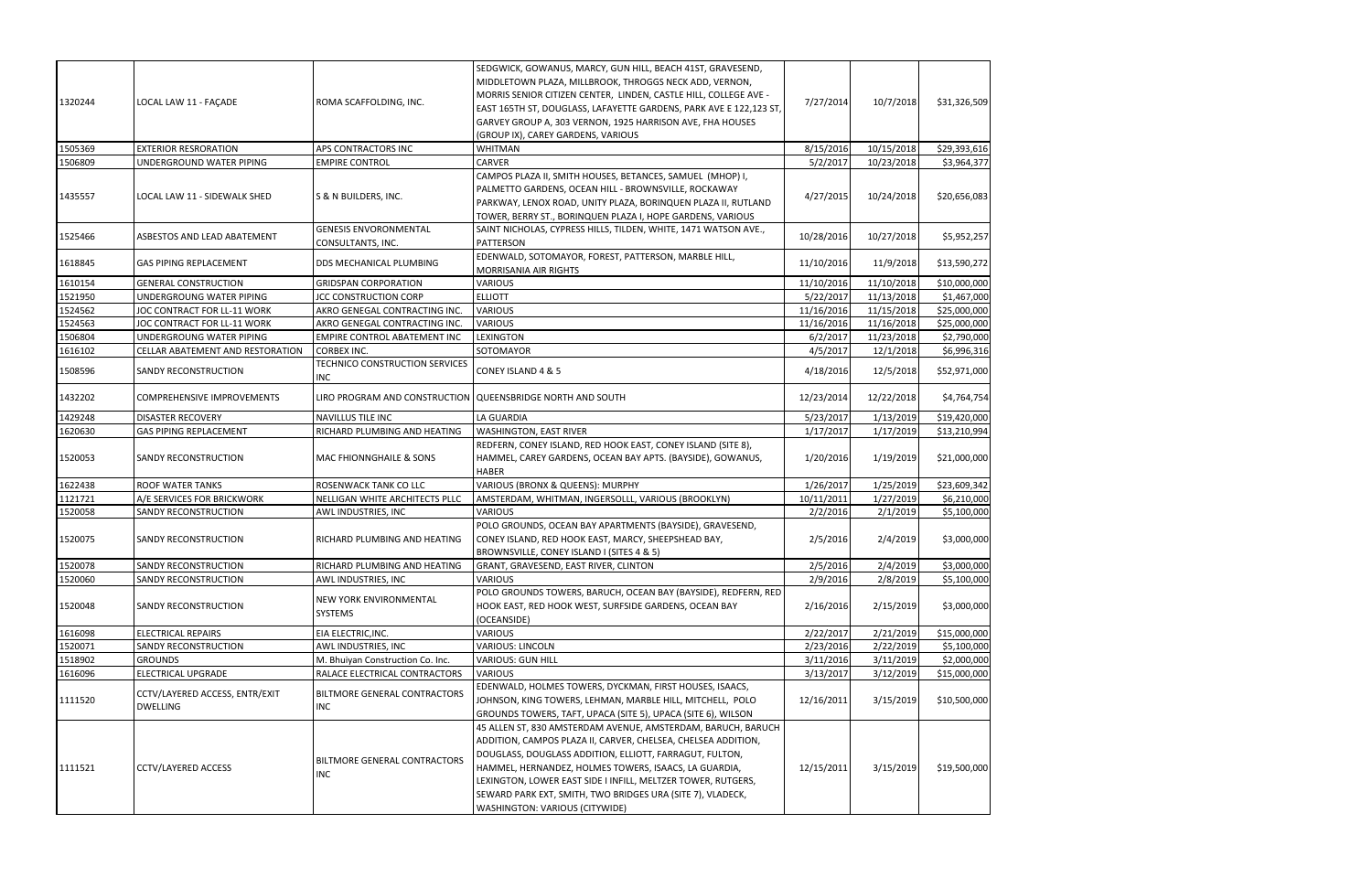| | | | | | | |
|---|---|---|---|---|---|---|
| 1320244 | LOCAL LAW 11 - FAÇADE | ROMA SCAFFOLDING, INC. | SEDGWICK, GOWANUS, MARCY, GUN HILL, BEACH 41ST, GRAVESEND, MIDDLETOWN PLAZA, MILLBROOK, THROGGS NECK ADD, VERNON, MORRIS SENIOR CITIZEN CENTER, LINDEN, CASTLE HILL, COLLEGE AVE - EAST 165TH ST, DOUGLASS, LAFAYETTE GARDENS, PARK AVE E 122,123 ST, GARVEY GROUP A, 303 VERNON, 1925 HARRISON AVE, FHA HOUSES (GROUP IX), CAREY GARDENS, VARIOUS | 7/27/2014 | 10/7/2018 | $31,326,509 |
| 1505369 | EXTERIOR RESRORATION | APS CONTRACTORS INC | WHITMAN | 8/15/2016 | 10/15/2018 | $29,393,616 |
| 1506809 | UNDERGROUND WATER PIPING | EMPIRE CONTROL | CARVER | 5/2/2017 | 10/23/2018 | $3,964,377 |
| 1435557 | LOCAL LAW 11 - SIDEWALK SHED | S & N BUILDERS, INC. | CAMPOS PLAZA II, SMITH HOUSES, BETANCES, SAMUEL (MHOP) I, PALMETTO GARDENS, OCEAN HILL - BROWNSVILLE, ROCKAWAY PARKWAY, LENOX ROAD, UNITY PLAZA, BORINQUEN PLAZA II, RUTLAND TOWER, BERRY ST., BORINQUEN PLAZA I, HOPE GARDENS, VARIOUS | 4/27/2015 | 10/24/2018 | $20,656,083 |
| 1525466 | ASBESTOS AND LEAD ABATEMENT | GENESIS ENVORONMENTAL CONSULTANTS, INC. | SAINT NICHOLAS, CYPRESS HILLS, TILDEN, WHITE, 1471 WATSON AVE., PATTERSON | 10/28/2016 | 10/27/2018 | $5,952,257 |
| 1618845 | GAS PIPING REPLACEMENT | DDS MECHANICAL PLUMBING | EDENWALD, SOTOMAYOR, FOREST, PATTERSON, MARBLE HILL, MORRISANIA AIR RIGHTS | 11/10/2016 | 11/9/2018 | $13,590,272 |
| 1610154 | GENERAL CONSTRUCTION | GRIDSPAN CORPORATION | VARIOUS | 11/10/2016 | 11/10/2018 | $10,000,000 |
| 1521950 | UNDERGROUNG WATER PIPING | JCC CONSTRUCTION CORP | ELLIOTT | 5/22/2017 | 11/13/2018 | $1,467,000 |
| 1524562 | JOC CONTRACT FOR LL-11 WORK | AKRO GENEGAL CONTRACTING INC. | VARIOUS | 11/16/2016 | 11/15/2018 | $25,000,000 |
| 1524563 | JOC CONTRACT FOR LL-11 WORK | AKRO GENEGAL CONTRACTING INC. | VARIOUS | 11/16/2016 | 11/16/2018 | $25,000,000 |
| 1506804 | UNDERGROUNG WATER PIPING | EMPIRE CONTROL ABATEMENT INC | LEXINGTON | 6/2/2017 | 11/23/2018 | $2,790,000 |
| 1616102 | CELLAR ABATEMENT AND RESTORATION | CORBEX INC. | SOTOMAYOR | 4/5/2017 | 12/1/2018 | $6,996,316 |
| 1508596 | SANDY RECONSTRUCTION | TECHNICO CONSTRUCTION SERVICES INC | CONEY ISLAND 4 & 5 | 4/18/2016 | 12/5/2018 | $52,971,000 |
| 1432202 | COMPREHENSIVE IMPROVEMENTS | LIRO PROGRAM AND CONSTRUCTION | QUEENSBRIDGE NORTH AND SOUTH | 12/23/2014 | 12/22/2018 | $4,764,754 |
| 1429248 | DISASTER RECOVERY | NAVILLUS TILE INC | LA GUARDIA | 5/23/2017 | 1/13/2019 | $19,420,000 |
| 1620630 | GAS PIPING REPLACEMENT | RICHARD PLUMBING AND HEATING | WASHINGTON, EAST RIVER | 1/17/2017 | 1/17/2019 | $13,210,994 |
| 1520053 | SANDY RECONSTRUCTION | MAC FHIONNGHAILE & SONS | REDFERN, CONEY ISLAND, RED HOOK EAST, CONEY ISLAND (SITE 8), HAMMEL, CAREY GARDENS, OCEAN BAY APTS. (BAYSIDE), GOWANUS, HABER | 1/20/2016 | 1/19/2019 | $21,000,000 |
| 1622438 | ROOF WATER TANKS | ROSENWACK TANK CO LLC | VARIOUS (BRONX & QUEENS): MURPHY | 1/26/2017 | 1/25/2019 | $23,609,342 |
| 1121721 | A/E SERVICES FOR BRICKWORK | NELLIGAN WHITE ARCHITECTS PLLC | AMSTERDAM, WHITMAN, INGERSOLLL, VARIOUS (BROOKLYN) | 10/11/2011 | 1/27/2019 | $6,210,000 |
| 1520058 | SANDY RECONSTRUCTION | AWL INDUSTRIES, INC | VARIOUS | 2/2/2016 | 2/1/2019 | $5,100,000 |
| 1520075 | SANDY RECONSTRUCTION | RICHARD PLUMBING AND HEATING | POLO GROUNDS, OCEAN BAY APARTMENTS (BAYSIDE), GRAVESEND, CONEY ISLAND, RED HOOK EAST, MARCY, SHEEPSHEAD BAY, BROWNSVILLE, CONEY ISLAND I (SITES 4 & 5) | 2/5/2016 | 2/4/2019 | $3,000,000 |
| 1520078 | SANDY RECONSTRUCTION | RICHARD PLUMBING AND HEATING | GRANT, GRAVESEND, EAST RIVER, CLINTON | 2/5/2016 | 2/4/2019 | $3,000,000 |
| 1520060 | SANDY RECONSTRUCTION | AWL INDUSTRIES, INC | VARIOUS | 2/9/2016 | 2/8/2019 | $5,100,000 |
| 1520048 | SANDY RECONSTRUCTION | NEW YORK ENVIRONMENTAL SYSTEMS | POLO GROUNDS TOWERS, BARUCH, OCEAN BAY (BAYSIDE), REDFERN, RED HOOK EAST, RED HOOK WEST, SURFSIDE GARDENS, OCEAN BAY (OCEANSIDE) | 2/16/2016 | 2/15/2019 | $3,000,000 |
| 1616098 | ELECTRICAL REPAIRS | EIA ELECTRIC,INC. | VARIOUS | 2/22/2017 | 2/21/2019 | $15,000,000 |
| 1520071 | SANDY RECONSTRUCTION | AWL INDUSTRIES, INC | VARIOUS: LINCOLN | 2/23/2016 | 2/22/2019 | $5,100,000 |
| 1518902 | GROUNDS | M. Bhuiyan Construction Co. Inc. | VARIOUS: GUN HILL | 3/11/2016 | 3/11/2019 | $2,000,000 |
| 1616096 | ELECTRICAL UPGRADE | RALACE ELECTRICAL CONTRACTORS | VARIOUS | 3/13/2017 | 3/12/2019 | $15,000,000 |
| 1111520 | CCTV/LAYERED ACCESS, ENTR/EXIT DWELLING | BILTMORE GENERAL CONTRACTORS INC | EDENWALD, HOLMES TOWERS, DYCKMAN, FIRST HOUSES, ISAACS, JOHNSON, KING TOWERS, LEHMAN, MARBLE HILL, MITCHELL, POLO GROUNDS TOWERS, TAFT, UPACA (SITE 5), UPACA (SITE 6), WILSON | 12/16/2011 | 3/15/2019 | $10,500,000 |
| 1111521 | CCTV/LAYERED ACCESS | BILTMORE GENERAL CONTRACTORS INC | 45 ALLEN ST, 830 AMSTERDAM AVENUE, AMSTERDAM, BARUCH, BARUCH ADDITION, CAMPOS PLAZA II, CARVER, CHELSEA, CHELSEA ADDITION, DOUGLASS, DOUGLASS ADDITION, ELLIOTT, FARRAGUT, FULTON, HAMMEL, HERNANDEZ, HOLMES TOWERS, ISAACS, LA GUARDIA, LEXINGTON, LOWER EAST SIDE I INFILL, MELTZER TOWER, RUTGERS, SEWARD PARK EXT, SMITH, TWO BRIDGES URA (SITE 7), VLADECK, WASHINGTON: VARIOUS (CITYWIDE) | 12/15/2011 | 3/15/2019 | $19,500,000 |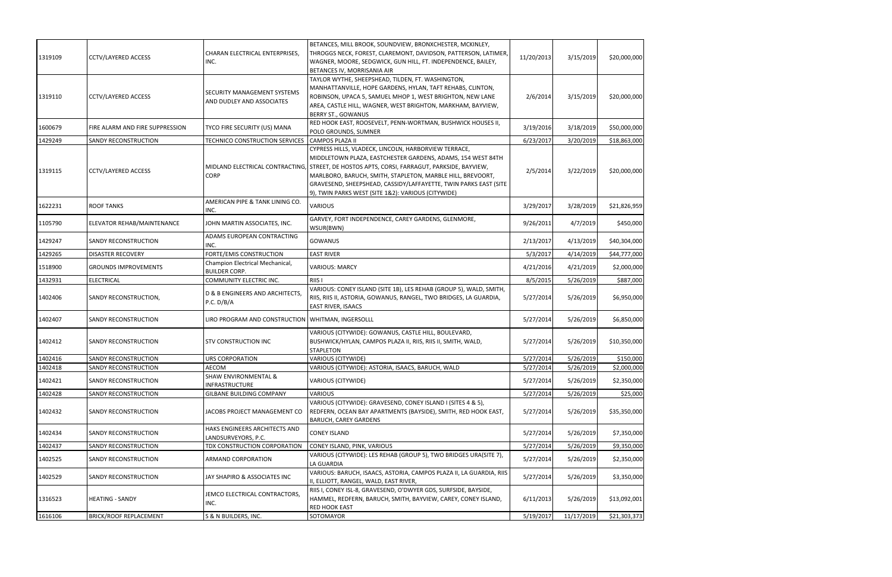| | | | | | | |
|---|---|---|---|---|---|---|
| 1319109 | CCTV/LAYERED ACCESS | CHARAN ELECTRICAL ENTERPRISES, INC. | BETANCES, MILL BROOK, SOUNDVIEW, BRONXCHESTER, MCKINLEY, THROGGS NECK, FOREST, CLAREMONT, DAVIDSON, PATTERSON, LATIMER, WAGNER, MOORE, SEDGWICK, GUN HILL, FT. INDEPENDENCE, BAILEY, BETANCES IV, MORRISANIA AIR | 11/20/2013 | 3/15/2019 | $20,000,000 |
| 1319110 | CCTV/LAYERED ACCESS | SECURITY MANAGEMENT SYSTEMS AND DUDLEY AND ASSOCIATES | TAYLOR WYTHE, SHEEPSHEAD, TILDEN, FT. WASHINGTON, MANHATTANVILLE, HOPE GARDENS, HYLAN, TAFT REHABS, CLINTON, ROBINSON, UPACA 5, SAMUEL MHOP 1, WEST BRIGHTON, NEW LANE AREA, CASTLE HILL, WAGNER, WEST BRIGHTON, MARKHAM, BAYVIEW, BERRY ST., GOWANUS | 2/6/2014 | 3/15/2019 | $20,000,000 |
| 1600679 | FIRE ALARM AND FIRE SUPPRESSION | TYCO FIRE SECURITY (US) MANA | RED HOOK EAST, ROOSEVELT, PENN-WORTMAN, BUSHWICK HOUSES II, POLO GROUNDS, SUMNER | 3/19/2016 | 3/18/2019 | $50,000,000 |
| 1429249 | SANDY RECONSTRUCTION | TECHNICO CONSTRUCTION SERVICES | CAMPOS PLAZA II | 6/23/2017 | 3/20/2019 | $18,863,000 |
| 1319115 | CCTV/LAYERED ACCESS | MIDLAND ELECTRICAL CONTRACTING, CORP | CYPRESS HILLS, VLADECK, LINCOLN, HARBORVIEW TERRACE, MIDDLETOWN PLAZA, EASTCHESTER GARDENS, ADAMS, 154 WEST 84TH STREET, DE HOSTOS APTS, CORSI, FARRAGUT, PARKSIDE, BAYVIEW, MARLBORO, BARUCH, SMITH, STAPLETON, MARBLE HILL, BREVOORT, GRAVESEND, SHEEPSHEAD, CASSIDY/LAFFAYETTE, TWIN PARKS EAST (SITE 9), TWIN PARKS WEST (SITE 1&2): VARIOUS (CITYWIDE) | 2/5/2014 | 3/22/2019 | $20,000,000 |
| 1622231 | ROOF TANKS | AMERICAN PIPE & TANK LINING CO. INC. | VARIOUS | 3/29/2017 | 3/28/2019 | $21,826,959 |
| 1105790 | ELEVATOR REHAB/MAINTENANCE | JOHN MARTIN ASSOCIATES, INC. | GARVEY, FORT INDEPENDENCE, CAREY GARDENS, GLENMORE, WSUR(BWN) | 9/26/2011 | 4/7/2019 | $450,000 |
| 1429247 | SANDY RECONSTRUCTION | ADAMS EUROPEAN CONTRACTING INC. | GOWANUS | 2/13/2017 | 4/13/2019 | $40,304,000 |
| 1429265 | DISASTER RECOVERY | FORTE/EMIS CONSTRUCTION | EAST RIVER | 5/3/2017 | 4/14/2019 | $44,777,000 |
| 1518900 | GROUNDS IMPROVEMENTS | Champion Electrical Mechanical, BUILDER CORP. | VARIOUS: MARCY | 4/21/2016 | 4/21/2019 | $2,000,000 |
| 1432931 | ELECTRICAL | COMMUNITY ELECTRIC INC. | RIIS I | 8/5/2015 | 5/26/2019 | $887,000 |
| 1402406 | SANDY RECONSTRUCTION, | D & B ENGINEERS AND ARCHITECTS, P.C. D/B/A | VARIOUS: CONEY ISLAND (SITE 1B), LES REHAB (GROUP 5), WALD, SMITH, RIIS, RIIS II, ASTORIA, GOWANUS, RANGEL, TWO BRIDGES, LA GUARDIA, EAST RIVER, ISAACS | 5/27/2014 | 5/26/2019 | $6,950,000 |
| 1402407 | SANDY RECONSTRUCTION | LIRO PROGRAM AND CONSTRUCTION | WHITMAN, INGERSOLLL | 5/27/2014 | 5/26/2019 | $6,850,000 |
| 1402412 | SANDY RECONSTRUCTION | STV CONSTRUCTION INC | VARIOUS (CITYWIDE): GOWANUS, CASTLE HILL, BOULEVARD, BUSHWICK/HYLAN, CAMPOS PLAZA II, RIIS, RIIS II, SMITH, WALD, STAPLETON | 5/27/2014 | 5/26/2019 | $10,350,000 |
| 1402416 | SANDY RECONSTRUCTION | URS CORPORATION | VARIOUS (CITYWIDE) | 5/27/2014 | 5/26/2019 | $150,000 |
| 1402418 | SANDY RECONSTRUCTION | AECOM | VARIOUS (CITYWIDE): ASTORIA, ISAACS, BARUCH, WALD | 5/27/2014 | 5/26/2019 | $2,000,000 |
| 1402421 | SANDY RECONSTRUCTION | SHAW ENVIRONMENTAL & INFRASTRUCTURE | VARIOUS (CITYWIDE) | 5/27/2014 | 5/26/2019 | $2,350,000 |
| 1402428 | SANDY RECONSTRUCTION | GILBANE BUILDING COMPANY | VARIOUS | 5/27/2014 | 5/26/2019 | $25,000 |
| 1402432 | SANDY RECONSTRUCTION | JACOBS PROJECT MANAGEMENT CO | VARIOUS (CITYWIDE): GRAVESEND, CONEY ISLAND I (SITES 4 & 5), REDFERN, OCEAN BAY APARTMENTS (BAYSIDE), SMITH, RED HOOK EAST, BARUCH, CAREY GARDENS | 5/27/2014 | 5/26/2019 | $35,350,000 |
| 1402434 | SANDY RECONSTRUCTION | HAKS ENGINEERS ARCHITECTS AND LANDSURVEYORS, P.C. | CONEY ISLAND | 5/27/2014 | 5/26/2019 | $7,350,000 |
| 1402437 | SANDY RECONSTRUCTION | TDX CONSTRUCTION CORPORATION | CONEY ISLAND, PINK, VARIOUS | 5/27/2014 | 5/26/2019 | $9,350,000 |
| 1402525 | SANDY RECONSTRUCTION | ARMAND CORPORATION | VARIOUS (CITYWIDE): LES REHAB (GROUP 5), TWO BRIDGES URA(SITE 7), LA GUARDIA | 5/27/2014 | 5/26/2019 | $2,350,000 |
| 1402529 | SANDY RECONSTRUCTION | JAY SHAPIRO & ASSOCIATES INC | VARIOUS: BARUCH, ISAACS, ASTORIA, CAMPOS PLAZA II, LA GUARDIA, RIIS II, ELLIOTT, RANGEL, WALD, EAST RIVER, | 5/27/2014 | 5/26/2019 | $3,350,000 |
| 1316523 | HEATING - SANDY | JEMCO ELECTRICAL CONTRACTORS, INC. | RIIS I, CONEY ISL-8, GRAVESEND, O'DWYER GDS, SURFSIDE, BAYSIDE, HAMMEL, REDFERN, BARUCH, SMITH, BAYVIEW, CAREY, CONEY ISLAND, RED HOOK EAST | 6/11/2013 | 5/26/2019 | $13,092,001 |
| 1616106 | BRICK/ROOF REPLACEMENT | S & N BUILDERS, INC. | SOTOMAYOR | 5/19/2017 | 11/17/2019 | $21,303,373 |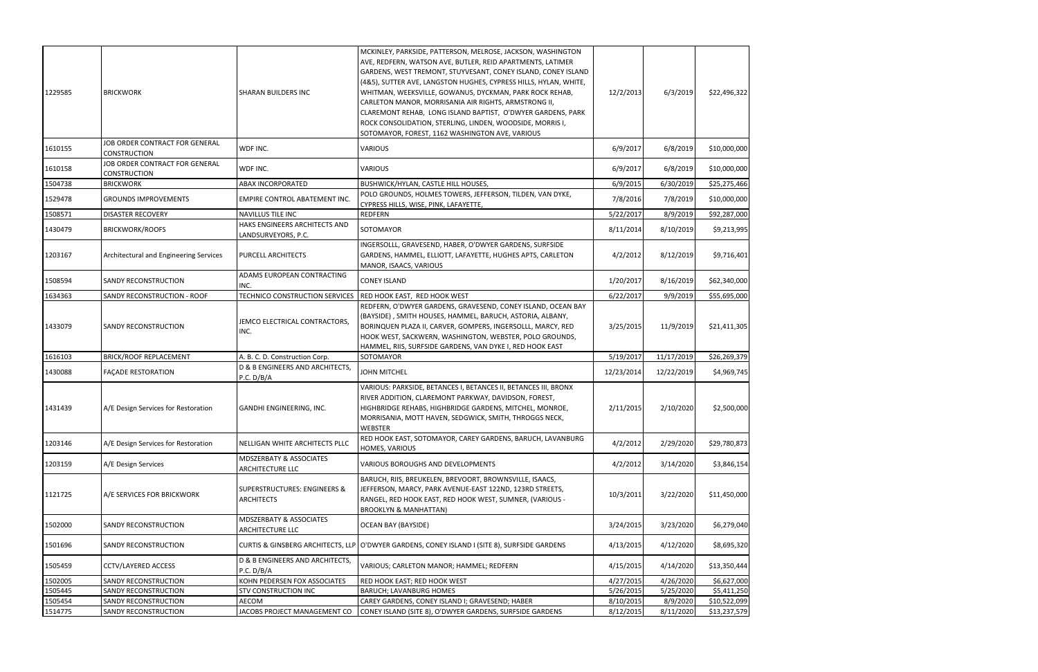| | | | | | | |
|---|---|---|---|---|---|---|
| 1229585 | BRICKWORK | SHARAN BUILDERS INC | MCKINLEY, PARKSIDE, PATTERSON, MELROSE, JACKSON, WASHINGTON AVE, REDFERN, WATSON AVE, BUTLER, REID APARTMENTS, LATIMER GARDENS, WEST TREMONT, STUYVESANT, CONEY ISLAND, CONEY ISLAND (4&5), SUTTER AVE, LANGSTON HUGHES, CYPRESS HILLS, HYLAN, WHITE, WHITMAN, WEEKSVILLE, GOWANUS, DYCKMAN, PARK ROCK REHAB, CARLETON MANOR, MORRISANIA AIR RIGHTS, ARMSTRONG II, CLAREMONT REHAB, LONG ISLAND BAPTIST, O'DWYER GARDENS, PARK ROCK CONSOLIDATION, STERLING, LINDEN, WOODSIDE, MORRIS I, SOTOMAYOR, FOREST, 1162 WASHINGTON AVE, VARIOUS | 12/2/2013 | 6/3/2019 | $22,496,322 |
| 1610155 | JOB ORDER CONTRACT FOR GENERAL CONSTRUCTION | WDF INC. | VARIOUS | 6/9/2017 | 6/8/2019 | $10,000,000 |
| 1610158 | JOB ORDER CONTRACT FOR GENERAL CONSTRUCTION | WDF INC. | VARIOUS | 6/9/2017 | 6/8/2019 | $10,000,000 |
| 1504738 | BRICKWORK | ABAX INCORPORATED | BUSHWICK/HYLAN, CASTLE HILL HOUSES, | 6/9/2015 | 6/30/2019 | $25,275,466 |
| 1529478 | GROUNDS IMPROVEMENTS | EMPIRE CONTROL ABATEMENT INC. | POLO GROUNDS, HOLMES TOWERS, JEFFERSON, TILDEN, VAN DYKE, CYPRESS HILLS, WISE, PINK, LAFAYETTE, | 7/8/2016 | 7/8/2019 | $10,000,000 |
| 1508571 | DISASTER RECOVERY | NAVILLUS TILE INC | REDFERN | 5/22/2017 | 8/9/2019 | $92,287,000 |
| 1430479 | BRICKWORK/ROOFS | HAKS ENGINEERS ARCHITECTS AND LANDSURVEYORS, P.C. | SOTOMAYOR | 8/11/2014 | 8/10/2019 | $9,213,995 |
| 1203167 | Architectural and Engineering Services | PURCELL ARCHITECTS | INGERSOLLL, GRAVESEND, HABER, O'DWYER GARDENS, SURFSIDE GARDENS, HAMMEL, ELLIOTT, LAFAYETTE, HUGHES APTS, CARLETON MANOR, ISAACS, VARIOUS | 4/2/2012 | 8/12/2019 | $9,716,401 |
| 1508594 | SANDY RECONSTRUCTION | ADAMS EUROPEAN CONTRACTING INC. | CONEY ISLAND | 1/20/2017 | 8/16/2019 | $62,340,000 |
| 1634363 | SANDY RECONSTRUCTION - ROOF | TECHNICO CONSTRUCTION SERVICES | RED HOOK EAST, RED HOOK WEST | 6/22/2017 | 9/9/2019 | $55,695,000 |
| 1433079 | SANDY RECONSTRUCTION | JEMCO ELECTRICAL CONTRACTORS, INC. | REDFERN, O'DWYER GARDENS, GRAVESEND, CONEY ISLAND, OCEAN BAY (BAYSIDE) , SMITH HOUSES, HAMMEL, BARUCH, ASTORIA, ALBANY, BORINQUEN PLAZA II, CARVER, GOMPERS, INGERSOLLL, MARCY, RED HOOK WEST, SACKWERN, WASHINGTON, WEBSTER, POLO GROUNDS, HAMMEL, RIIS, SURFSIDE GARDENS, VAN DYKE I, RED HOOK EAST | 3/25/2015 | 11/9/2019 | $21,411,305 |
| 1616103 | BRICK/ROOF REPLACEMENT | A. B. C. D. Construction Corp. | SOTOMAYOR | 5/19/2017 | 11/17/2019 | $26,269,379 |
| 1430088 | FAÇADE RESTORATION | D & B ENGINEERS AND ARCHITECTS, P.C. D/B/A | JOHN MITCHEL | 12/23/2014 | 12/22/2019 | $4,969,745 |
| 1431439 | A/E Design Services for Restoration | GANDHI ENGINEERING, INC. | VARIOUS: PARKSIDE, BETANCES I, BETANCES II, BETANCES III, BRONX RIVER ADDITION, CLAREMONT PARKWAY, DAVIDSON, FOREST, HIGHBRIDGE REHABS, HIGHBRIDGE GARDENS, MITCHEL, MONROE, MORRISANIA, MOTT HAVEN, SEDGWICK, SMITH, THROGGS NECK, WEBSTER | 2/11/2015 | 2/10/2020 | $2,500,000 |
| 1203146 | A/E Design Services for Restoration | NELLIGAN WHITE ARCHITECTS PLLC | RED HOOK EAST, SOTOMAYOR, CAREY GARDENS, BARUCH, LAVANBURG HOMES, VARIOUS | 4/2/2012 | 2/29/2020 | $29,780,873 |
| 1203159 | A/E Design Services | MDSZERBATY & ASSOCIATES ARCHITECTURE LLC | VARIOUS BOROUGHS AND DEVELOPMENTS | 4/2/2012 | 3/14/2020 | $3,846,154 |
| 1121725 | A/E SERVICES FOR BRICKWORK | SUPERSTRUCTURES: ENGINEERS & ARCHITECTS | BARUCH, RIIS, BREUKELEN, BREVOORT, BROWNSVILLE, ISAACS, JEFFERSON, MARCY, PARK AVENUE-EAST 122ND, 123RD STREETS, RANGEL, RED HOOK EAST, RED HOOK WEST, SUMNER, (VARIOUS - BROOKLYN & MANHATTAN) | 10/3/2011 | 3/22/2020 | $11,450,000 |
| 1502000 | SANDY RECONSTRUCTION | MDSZERBATY & ASSOCIATES ARCHITECTURE LLC | OCEAN BAY (BAYSIDE) | 3/24/2015 | 3/23/2020 | $6,279,040 |
| 1501696 | SANDY RECONSTRUCTION | CURTIS & GINSBERG ARCHITECTS, LLP | O'DWYER GARDENS, CONEY ISLAND I (SITE 8), SURFSIDE GARDENS | 4/13/2015 | 4/12/2020 | $8,695,320 |
| 1505459 | CCTV/LAYERED ACCESS | D & B ENGINEERS AND ARCHITECTS, P.C. D/B/A | VARIOUS; CARLETON MANOR; HAMMEL; REDFERN | 4/15/2015 | 4/14/2020 | $13,350,444 |
| 1502005 | SANDY RECONSTRUCTION | KOHN PEDERSEN FOX ASSOCIATES | RED HOOK EAST; RED HOOK WEST | 4/27/2015 | 4/26/2020 | $6,627,000 |
| 1505445 | SANDY RECONSTRUCTION | STV CONSTRUCTION INC | BARUCH; LAVANBURG HOMES | 5/26/2015 | 5/25/2020 | $5,411,250 |
| 1505454 | SANDY RECONSTRUCTION | AECOM | CAREY GARDENS, CONEY ISLAND I; GRAVESEND; HABER | 8/10/2015 | 8/9/2020 | $10,522,099 |
| 1514775 | SANDY RECONSTRUCTION | JACOBS PROJECT MANAGEMENT CO | CONEY ISLAND (SITE 8), O'DWYER GARDENS, SURFSIDE GARDENS | 8/12/2015 | 8/11/2020 | $13,237,579 |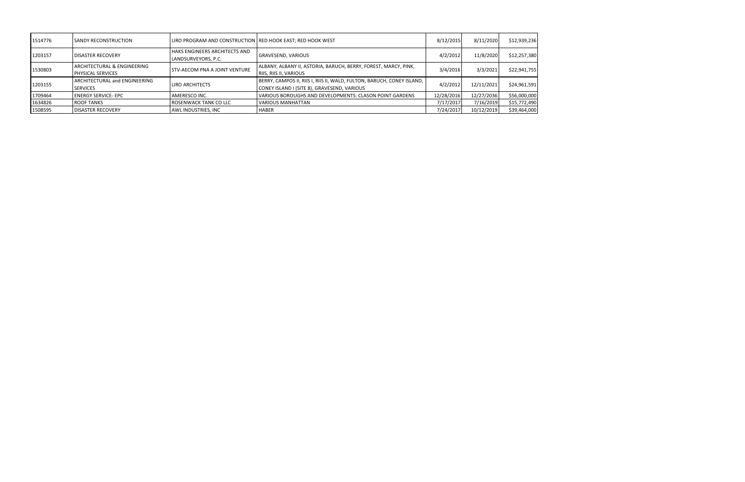| | | | | | | |
|---|---|---|---|---|---|---|
| 1514776 | SANDY RECONSTRUCTION | LIRO PROGRAM AND CONSTRUCTION | RED HOOK EAST; RED HOOK WEST | 8/12/2015 | 8/11/2020 | $12,939,236 |
| 1203157 | DISASTER RECOVERY | HAKS ENGINEERS ARCHITECTS AND LANDSURVEYORS, P.C. | GRAVESEND, VARIOUS | 4/2/2012 | 11/8/2020 | $12,257,380 |
| 1530803 | ARCHITECTURAL & ENGINEERING PHYSICAL SERVICES | STV-AECOM PNA A JOINT VENTURE | ALBANY, ALBANY II, ASTORIA, BARUCH, BERRY, FOREST, MARCY, PINK, RIIS, RIIS II, VARIOUS | 3/4/2016 | 3/3/2021 | $22,941,755 |
| 1203155 | ARCHITECTURAL and ENGINEERING SERVICES | LIRO ARCHITECTS | BERRY, CAMPOS II, RIIS I, RIIS II, WALD, FULTON, BARUCH, CONEY ISLAND, CONEY ISLAND I (SITE 8), GRAVESEND, VARIOUS | 4/2/2012 | 12/11/2021 | $24,961,591 |
| 1709464 | ENERGY SERVICE- EPC | AMERESCO INC. | VARIOUS BOROUGHS AND DEVELOPMENTS: CLASON POINT GARDENS | 12/28/2016 | 12/27/2036 | $56,000,000 |
| 1634826 | ROOF TANKS | ROSENWACK TANK CO LLC | VARIOUS MANHATTAN | 7/17/2017 | 7/16/2019 | $15,772,490 |
| 1508595 | DISASTER RECOVERY | AWL INDUSTRIES, INC | HABER | 7/24/2017 | 10/12/2019 | $39,464,000 |